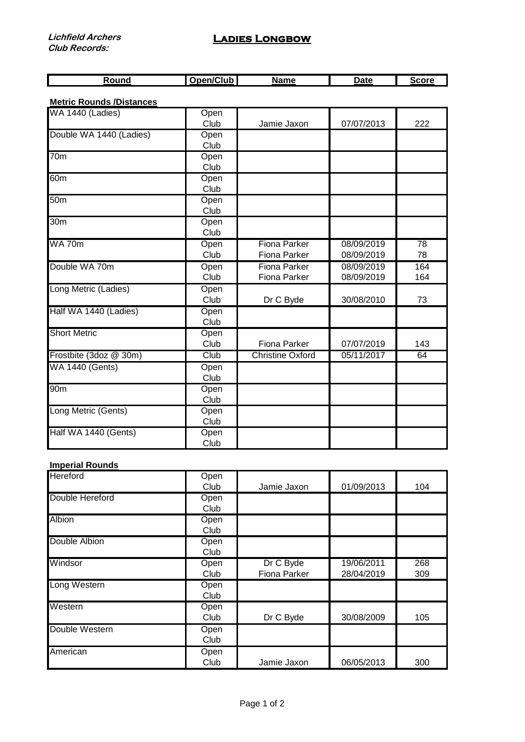*Lichfield Archers*
*Club Records:*

# Ladies Longbow

| Round | Open/Club | Name | Date | Score |
|---|---|---|---|---|
| **Metric Rounds /Distances** | | | | |
| WA 1440 (Ladies) | Open | | | |
| | Club | Jamie Jaxon | 07/07/2013 | 222 |
| Double WA 1440 (Ladies) | Open | | | |
| | Club | | | |
| 70m | Open | | | |
| | Club | | | |
| 60m | Open | | | |
| | Club | | | |
| 50m | Open | | | |
| | Club | | | |
| 30m | Open | | | |
| | Club | | | |
| WA 70m | Open | Fiona Parker | 08/09/2019 | 78 |
| | Club | Fiona Parker | 08/09/2019 | 78 |
| Double WA 70m | Open | Fiona Parker | 08/09/2019 | 164 |
| | Club | Fiona Parker | 08/09/2019 | 164 |
| Long Metric (Ladies) | Open | | | |
| | Club | Dr C Byde | 30/08/2010 | 73 |
| Half WA 1440 (Ladies) | Open | | | |
| | Club | | | |
| Short Metric | Open | | | |
| | Club | Fiona Parker | 07/07/2019 | 143 |
| Frostbite (3doz @ 30m) | Club | Christine Oxford | 05/11/2017 | 64 |
| WA 1440 (Gents) | Open | | | |
| | Club | | | |
| 90m | Open | | | |
| | Club | | | |
| Long Metric (Gents) | Open | | | |
| | Club | | | |
| Half WA 1440 (Gents) | Open | | | |
| | Club | | | |
| **Imperial Rounds** | | | | |
| Hereford | Open | | | |
| | Club | Jamie Jaxon | 01/09/2013 | 104 |
| Double Hereford | Open | | | |
| | Club | | | |
| Albion | Open | | | |
| | Club | | | |
| Double Albion | Open | | | |
| | Club | | | |
| Windsor | Open | Dr C Byde | 19/06/2011 | 268 |
| | Club | Fiona Parker | 28/04/2019 | 309 |
| Long Western | Open | | | |
| | Club | | | |
| Western | Open | | | |
| | Club | Dr C Byde | 30/08/2009 | 105 |
| Double Western | Open | | | |
| | Club | | | |
| American | Open | | | |
| | Club | Jamie Jaxon | 06/05/2013 | 300 |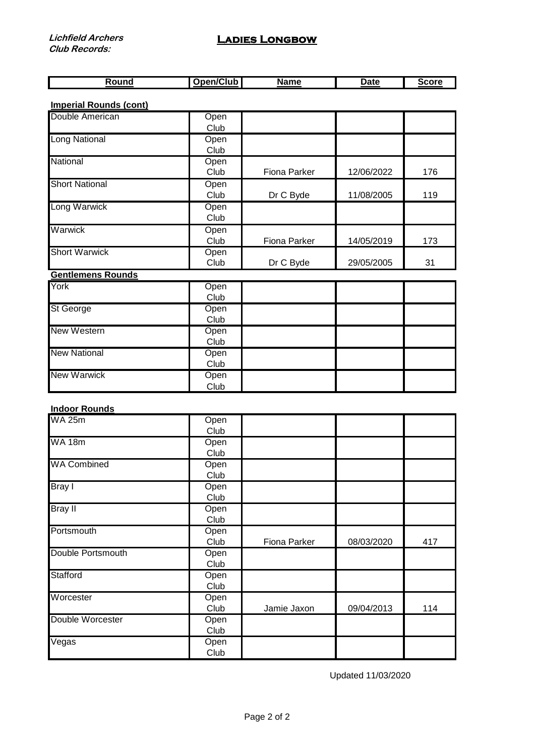*Lichfield Archers*
*Club Records:*

# Ladies Longbow

| Round | Open/Club | Name | Date | Score |
|---|---|---|---|---|
| **Imperial Rounds (cont)** | | | | |
| Double American | Open | | | |
| | Club | | | |
| Long National | Open | | | |
| | Club | | | |
| National | Open | | | |
| | Club | Fiona Parker | 12/06/2022 | 176 |
| Short National | Open | | | |
| | Club | Dr C Byde | 11/08/2005 | 119 |
| Long Warwick | Open | | | |
| | Club | | | |
| Warwick | Open | | | |
| | Club | Fiona Parker | 14/05/2019 | 173 |
| Short Warwick | Open | | | |
| | Club | Dr C Byde | 29/05/2005 | 31 |
| **Gentlemens Rounds** | | | | |
| York | Open | | | |
| | Club | | | |
| St George | Open | | | |
| | Club | | | |
| New Western | Open | | | |
| | Club | | | |
| New National | Open | | | |
| | Club | | | |
| New Warwick | Open | | | |
| | Club | | | |
| **Indoor Rounds** | | | | |
| WA 25m | Open | | | |
| | Club | | | |
| WA 18m | Open | | | |
| | Club | | | |
| WA Combined | Open | | | |
| | Club | | | |
| Bray I | Open | | | |
| | Club | | | |
| Bray II | Open | | | |
| | Club | | | |
| Portsmouth | Open | | | |
| | Club | Fiona Parker | 08/03/2020 | 417 |
| Double Portsmouth | Open | | | |
| | Club | | | |
| Stafford | Open | | | |
| | Club | | | |
| Worcester | Open | | | |
| | Club | Jamie Jaxon | 09/04/2013 | 114 |
| Double Worcester | Open | | | |
| | Club | | | |
| Vegas | Open | | | |
| | Club | | | |

Updated 11/03/2020